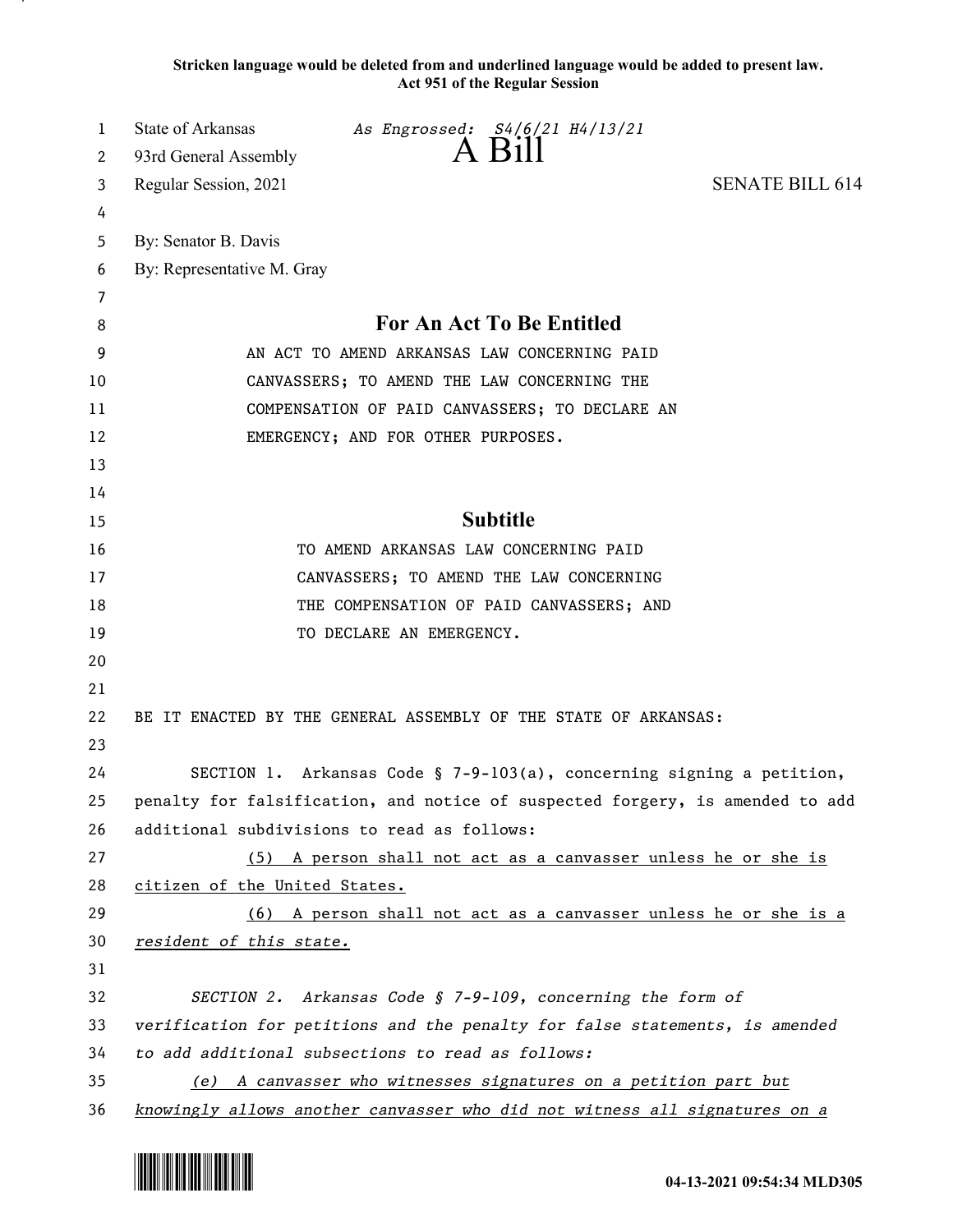**Stricken language would be deleted from and underlined language would be added to present law.**
**Act 951 of the Regular Session**

State of Arkansas *As Engrossed: S4/6/21 H4/13/21*
93rd General Assembly
# A Bill
Regular Session, 2021 SENATE BILL 614

By: Senator B. Davis
By: Representative M. Gray

## For An Act To Be Entitled

AN ACT TO AMEND ARKANSAS LAW CONCERNING PAID CANVASSERS; TO AMEND THE LAW CONCERNING THE COMPENSATION OF PAID CANVASSERS; TO DECLARE AN EMERGENCY; AND FOR OTHER PURPOSES.

## Subtitle

TO AMEND ARKANSAS LAW CONCERNING PAID CANVASSERS; TO AMEND THE LAW CONCERNING THE COMPENSATION OF PAID CANVASSERS; AND TO DECLARE AN EMERGENCY.

BE IT ENACTED BY THE GENERAL ASSEMBLY OF THE STATE OF ARKANSAS:

SECTION 1. Arkansas Code § 7-9-103(a), concerning signing a petition, penalty for falsification, and notice of suspected forgery, is amended to add additional subdivisions to read as follows:

<u>(5) A person shall not act as a canvasser unless he or she is citizen of the United States.</u>

<u>(6) A person shall not act as a canvasser unless he or she is a *resident of this state.*</u>

*SECTION 2. Arkansas Code § 7-9-109, concerning the form of verification for petitions and the penalty for false statements, is amended to add additional subsections to read as follows:*

<u>*(e) A canvasser who witnesses signatures on a petition part but knowingly allows another canvasser who did not witness all signatures on a*</u>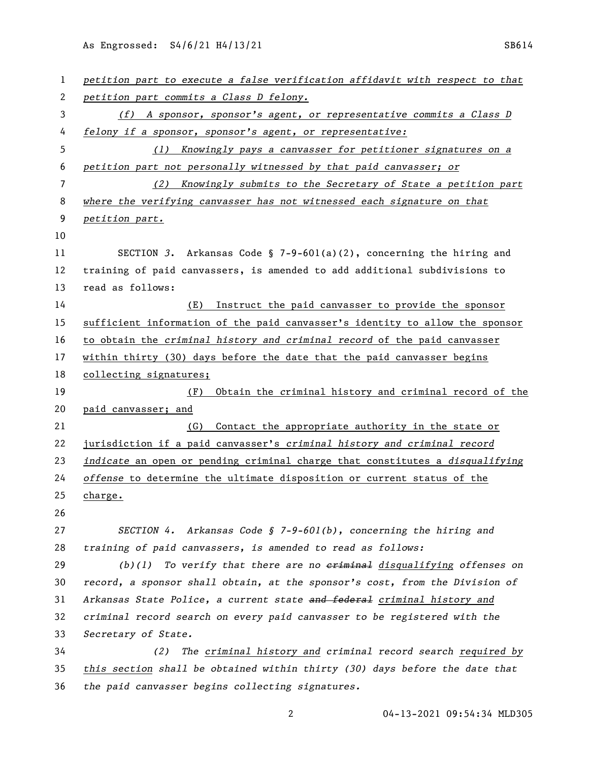*petition part to execute a false verification affidavit with respect to that petition part commits a Class D felony.*

*(f) A sponsor, sponsor's agent, or representative commits a Class D felony if a sponsor, sponsor's agent, or representative:*

*(1) Knowingly pays a canvasser for petitioner signatures on a petition part not personally witnessed by that paid canvasser; or*

*(2) Knowingly submits to the Secretary of State a petition part where the verifying canvasser has not witnessed each signature on that petition part.*

SECTION *3*. Arkansas Code § 7-9-601(a)(2), concerning the hiring and training of paid canvassers, is amended to add additional subdivisions to read as follows:

(E) Instruct the paid canvasser to provide the sponsor sufficient information of the paid canvasser's identity to allow the sponsor to obtain the *criminal history and criminal record* of the paid canvasser within thirty (30) days before the date that the paid canvasser begins collecting signatures;

(F) Obtain the criminal history and criminal record of the paid canvasser; and

(G) Contact the appropriate authority in the state or jurisdiction if a paid canvasser's *criminal history and criminal record indicate* an open or pending criminal charge that constitutes a *disqualifying offense* to determine the ultimate disposition or current status of the charge.

*SECTION 4. Arkansas Code § 7-9-601(b), concerning the hiring and training of paid canvassers, is amended to read as follows:*

*(b)(1) To verify that there are no ~~criminal~~ disqualifying offenses on record, a sponsor shall obtain, at the sponsor's cost, from the Division of Arkansas State Police, a current state ~~and federal~~ criminal history and criminal record search on every paid canvasser to be registered with the Secretary of State.*

*(2) The criminal history and criminal record search required by this section shall be obtained within thirty (30) days before the date that the paid canvasser begins collecting signatures.*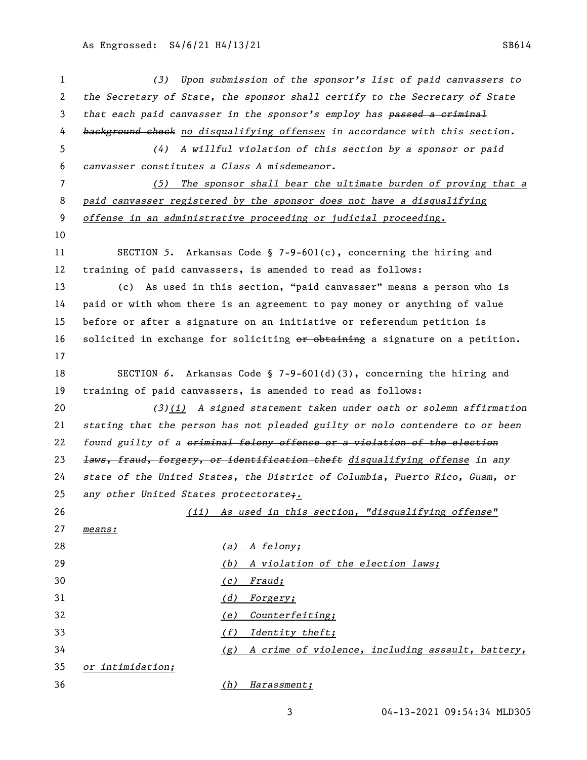(3) Upon submission of the sponsor's list of paid canvassers to the Secretary of State, the sponsor shall certify to the Secretary of State that each paid canvasser in the sponsor's employ has ~~passed a criminal background check~~ no disqualifying offenses in accordance with this section.

(4) A willful violation of this section by a sponsor or paid canvasser constitutes a Class A misdemeanor.

(5) The sponsor shall bear the ultimate burden of proving that a paid canvasser registered by the sponsor does not have a disqualifying offense in an administrative proceeding or judicial proceeding.

SECTION 5. Arkansas Code § 7-9-601(c), concerning the hiring and training of paid canvassers, is amended to read as follows:

(c) As used in this section, "paid canvasser" means a person who is paid or with whom there is an agreement to pay money or anything of value before or after a signature on an initiative or referendum petition is solicited in exchange for soliciting ~~or obtaining~~ a signature on a petition.

SECTION 6. Arkansas Code § 7-9-601(d)(3), concerning the hiring and training of paid canvassers, is amended to read as follows:

(3)(i) A signed statement taken under oath or solemn affirmation stating that the person has not pleaded guilty or nolo contendere to or been found guilty of a ~~criminal felony offense or a violation of the election laws, fraud, forgery, or identification theft~~ disqualifying offense in any state of the United States, the District of Columbia, Puerto Rico, Guam, or any other United States protectorate~~;~~.

(ii) As used in this section, "disqualifying offense" means:

(a) A felony;

(b) A violation of the election laws;

(c) Fraud;

(d) Forgery;

(e) Counterfeiting;

(f) Identity theft;

(g) A crime of violence, including assault, battery, or intimidation;

(h) Harassment;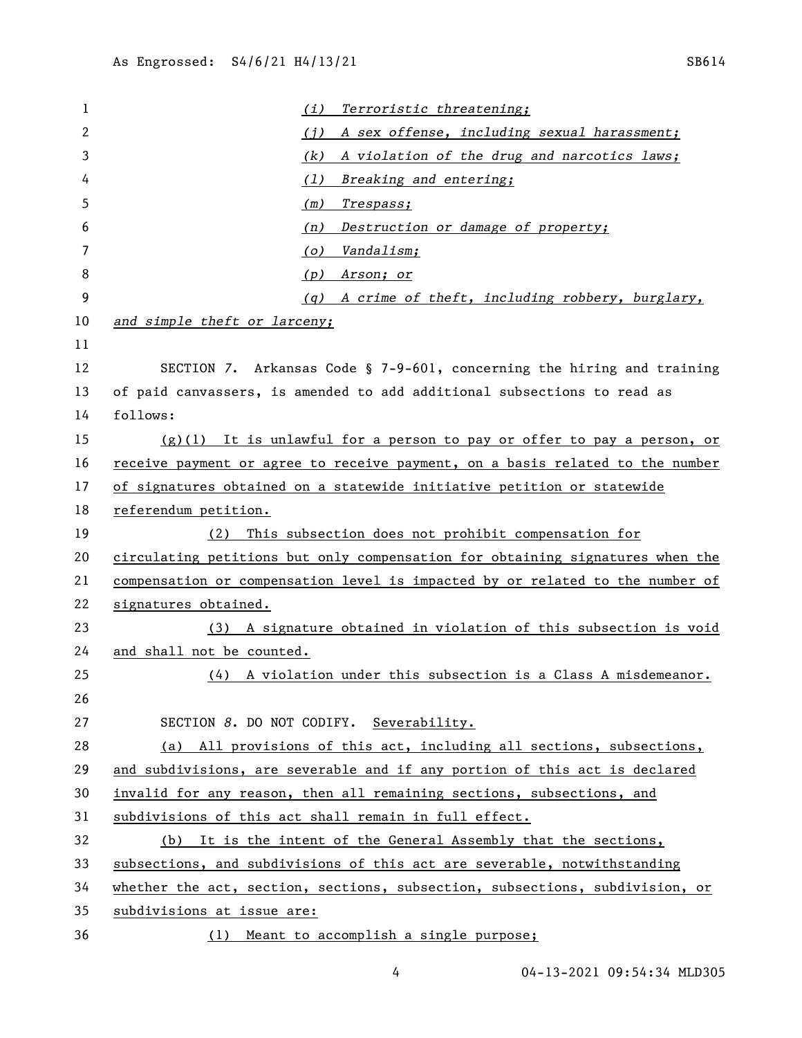*(i) Terroristic threatening;*

*(j) A sex offense, including sexual harassment;*

*(k) A violation of the drug and narcotics laws;*

*(l) Breaking and entering;*

*(m) Trespass;*

*(n) Destruction or damage of property;*

*(o) Vandalism;*

*(p) Arson; or*

*(q) A crime of theft, including robbery, burglary, and simple theft or larceny;*

SECTION 7. Arkansas Code § 7-9-601, concerning the hiring and training of paid canvassers, is amended to add additional subsections to read as follows:

(g)(1) It is unlawful for a person to pay or offer to pay a person, or receive payment or agree to receive payment, on a basis related to the number of signatures obtained on a statewide initiative petition or statewide referendum petition.

(2) This subsection does not prohibit compensation for circulating petitions but only compensation for obtaining signatures when the compensation or compensation level is impacted by or related to the number of signatures obtained.

(3) A signature obtained in violation of this subsection is void and shall not be counted.

(4) A violation under this subsection is a Class A misdemeanor.

SECTION 8. DO NOT CODIFY. Severability.

(a) All provisions of this act, including all sections, subsections, and subdivisions, are severable and if any portion of this act is declared invalid for any reason, then all remaining sections, subsections, and subdivisions of this act shall remain in full effect.

(b) It is the intent of the General Assembly that the sections, subsections, and subdivisions of this act are severable, notwithstanding whether the act, section, sections, subsection, subsections, subdivision, or subdivisions at issue are:

(1) Meant to accomplish a single purpose;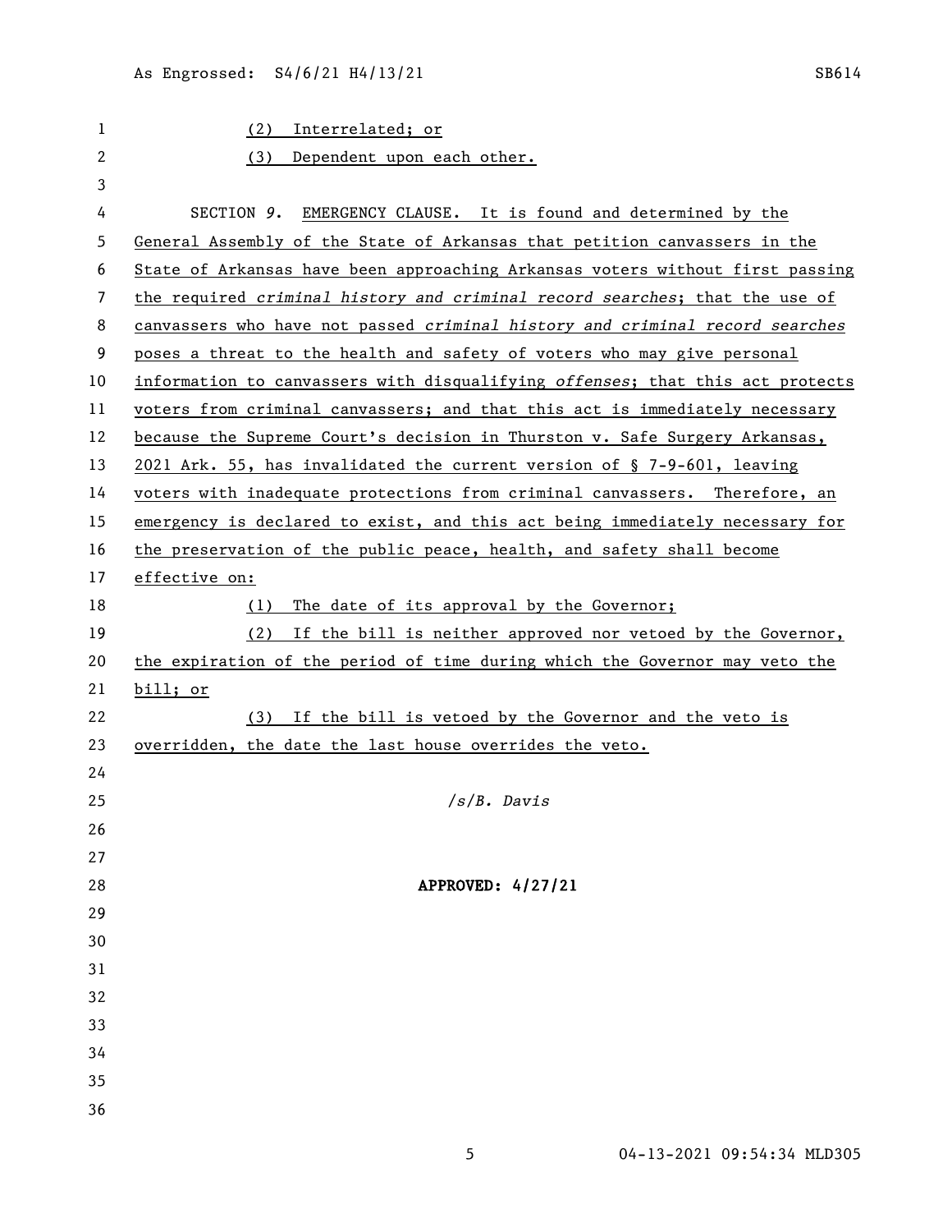(2) Interrelated; or

(3) Dependent upon each other.

SECTION *9*. EMERGENCY CLAUSE. It is found and determined by the General Assembly of the State of Arkansas that petition canvassers in the State of Arkansas have been approaching Arkansas voters without first passing the required *criminal history and criminal record searches*; that the use of canvassers who have not passed *criminal history and criminal record searches* poses a threat to the health and safety of voters who may give personal information to canvassers with disqualifying *offenses*; that this act protects voters from criminal canvassers; and that this act is immediately necessary because the Supreme Court's decision in Thurston v. Safe Surgery Arkansas, 2021 Ark. 55, has invalidated the current version of § 7-9-601, leaving voters with inadequate protections from criminal canvassers. Therefore, an emergency is declared to exist, and this act being immediately necessary for the preservation of the public peace, health, and safety shall become effective on:

(1) The date of its approval by the Governor;

(2) If the bill is neither approved nor vetoed by the Governor, the expiration of the period of time during which the Governor may veto the bill; or

(3) If the bill is vetoed by the Governor and the veto is overridden, the date the last house overrides the veto.

*/s/B. Davis*

**APPROVED: 4/27/21**